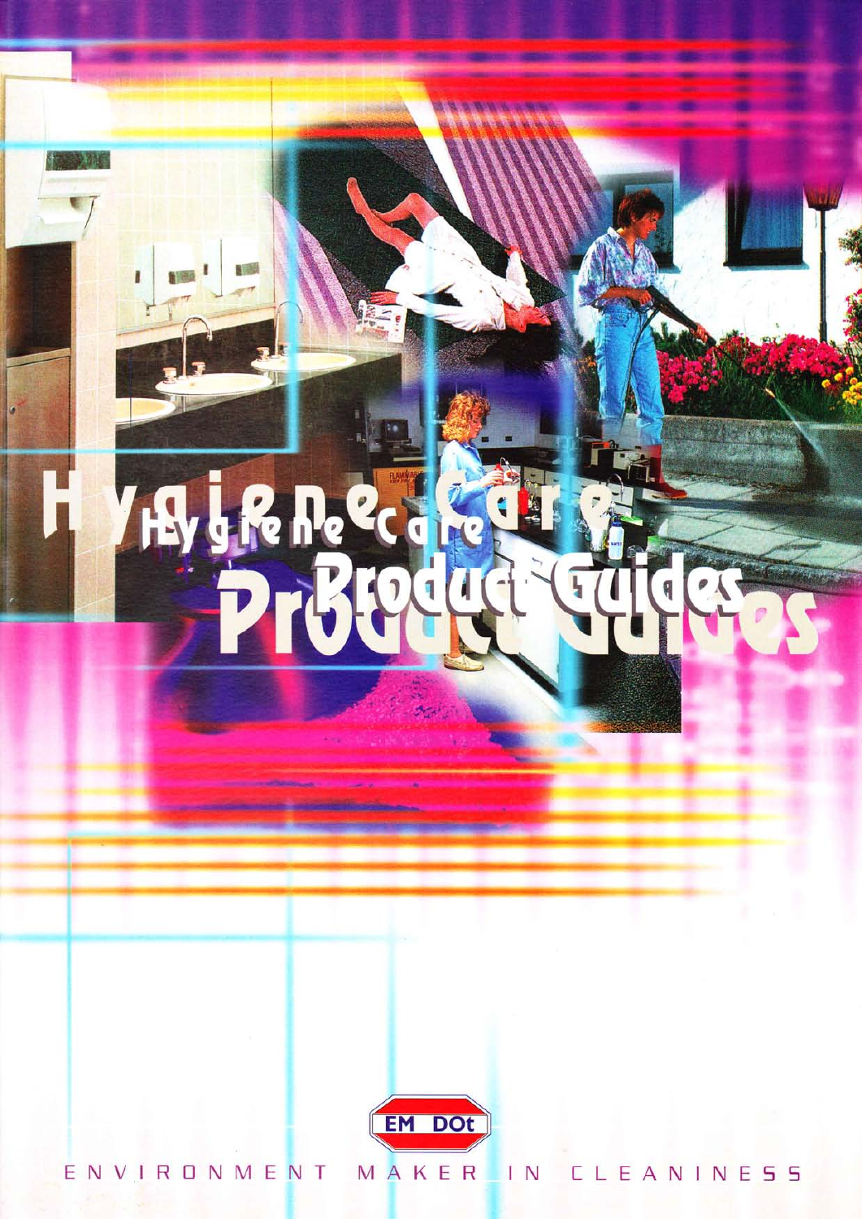# Hygiene Care

# Product Guides

EM DOt

ENVIRONMENT MAKER IN CLEANINESS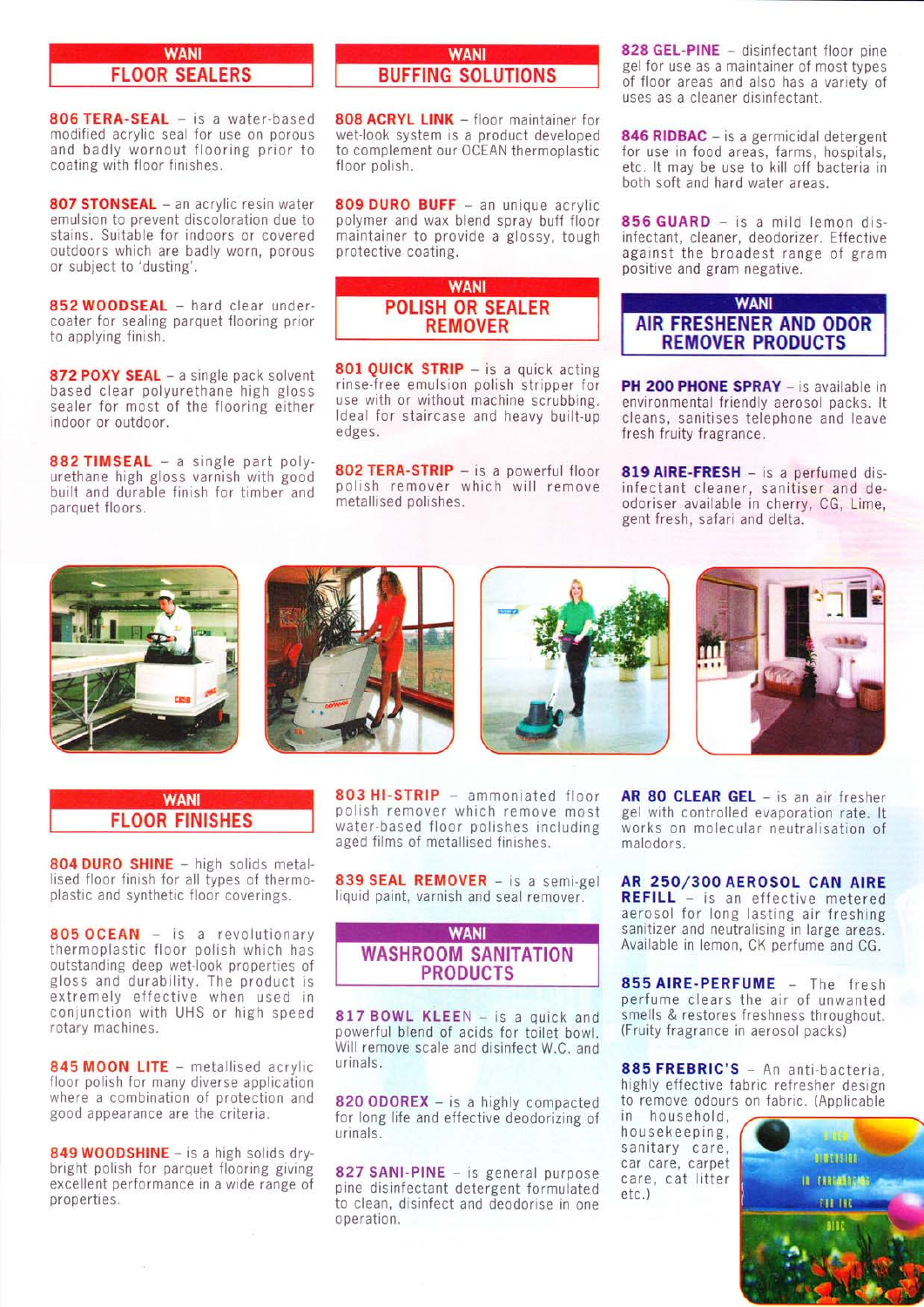## WANI FLOOR SEALERS

**806 TERA-SEAL** – is a water-based modified acrylic seal for use on porous and badly wornout flooring prior to coating with floor finishes.

**807 STONSEAL** – an acrylic resin water emulsion to prevent discoloration due to stains. Suitable for indoors or covered outdoors which are badly worn, porous or subject to 'dusting'.

**852 WOODSEAL** – hard clear undercoater for sealing parquet flooring prior to applying finish.

**872 POXY SEAL** – a single pack solvent based clear polyurethane high gloss sealer for most of the flooring either indoor or outdoor.

**882 TIMSEAL** – a single part polyurethane high gloss varnish with good built and durable finish for timber and parquet floors.

## WANI BUFFING SOLUTIONS

**808 ACRYL LINK** – floor maintainer for wet-look system is a product developed to complement our OCEAN thermoplastic floor polish.

**809 DURO BUFF** – an unique acrylic polymer and wax blend spray buff floor maintainer to provide a glossy, tough protective coating.

## WANI POLISH OR SEALER REMOVER

**801 QUICK STRIP** – is a quick acting rinse-free emulsion polish stripper for use with or without machine scrubbing. Ideal for staircase and heavy built-up edges.

**802 TERA-STRIP** – is a powerful floor polish remover which will remove metallised polishes.

**828 GEL-PINE** – disinfectant floor pine gel for use as a maintainer of most types of floor areas and also has a variety of uses as a cleaner disinfectant.

**846 RIDBAC** – is a germicidal detergent for use in food areas, farms, hospitals, etc. It may be use to kill off bacteria in both soft and hard water areas.

**856 GUARD** – is a mild lemon disinfectant, cleaner, deodorizer. Effective against the broadest range of gram positive and gram negative.

## WANI AIR FRESHENER AND ODOR REMOVER PRODUCTS

**PH 200 PHONE SPRAY** – is available in environmental friendly aerosol packs. It cleans, sanitises telephone and leave fresh fruity fragrance.

**819 AIRE-FRESH** – is a perfumed disinfectant cleaner, sanitiser and deodoriser available in cherry, CG, Lime, gent fresh, safari and delta.

## WANI FLOOR FINISHES

**804 DURO SHINE** – high solids metallised floor finish for all types of thermoplastic and synthetic floor coverings.

**805 OCEAN** – is a revolutionary thermoplastic floor polish which has outstanding deep wet-look properties of gloss and durability. The product is extremely effective when used in conjunction with UHS or high speed rotary machines.

**845 MOON LITE** – metallised acrylic floor polish for many diverse application where a combination of protection and good appearance are the criteria.

**849 WOODSHINE** – is a high solids dry-bright polish for parquet flooring giving excellent performance in a wide range of properties.

**803 HI-STRIP** – ammoniated floor polish remover which remove most water-based floor polishes including aged films of metallised finishes.

**839 SEAL REMOVER** – is a semi-gel liquid paint, varnish and seal remover.

## WANI WASHROOM SANITATION PRODUCTS

**817 BOWL KLEEN** – is a quick and powerful blend of acids for toilet bowl. Will remove scale and disinfect W.C. and urinals.

**820 ODOREX** – is a highly compacted for long life and effective deodorizing of urinals.

**827 SANI-PINE** – is general purpose pine disinfectant detergent formulated to clean, disinfect and deodorise in one operation.

**AR 80 CLEAR GEL** – is an air fresher gel with controlled evaporation rate. It works on molecular neutralisation of malodors.

**AR 250/300 AEROSOL CAN AIRE REFILL** – is an effective metered aerosol for long lasting air freshing sanitizer and neutralising in large areas. Available in lemon, CK perfume and CG.

**855 AIRE-PERFUME** – The fresh perfume clears the air of unwanted smells & restores freshness throughout. (Fruity fragrance in aerosol packs)

**885 FREBRIC'S** – An anti-bacteria, highly effective fabric refresher design to remove odours on fabric. (Applicable in household, housekeeping, sanitary care, car care, carpet care, cat litter etc.)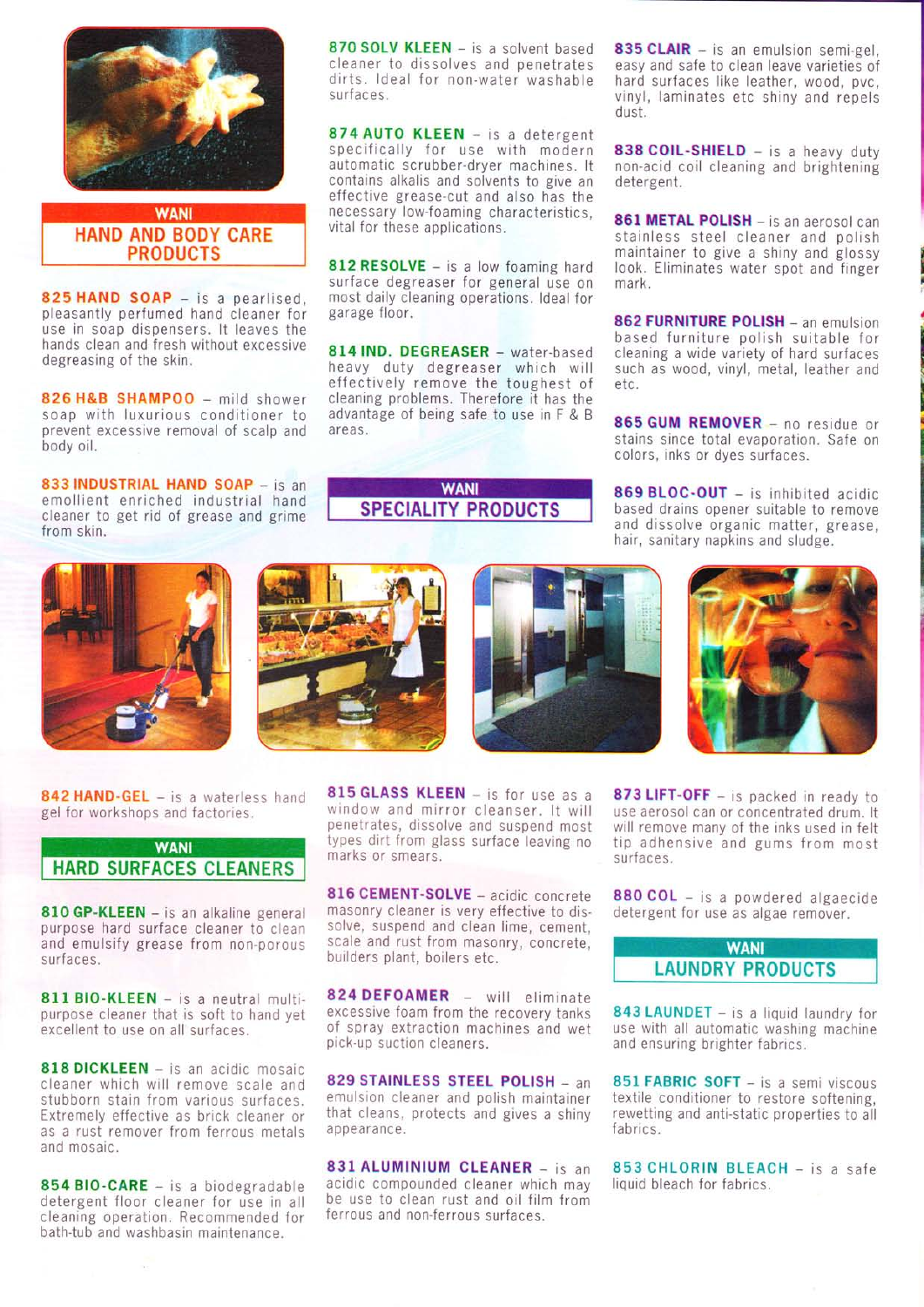## WANI HAND AND BODY CARE PRODUCTS

**825 HAND SOAP** – is a pearlised, pleasantly perfumed hand cleaner for use in soap dispensers. It leaves the hands clean and fresh without excessive degreasing of the skin.

**826 H&B SHAMPOO** – mild shower soap with luxurious conditioner to prevent excessive removal of scalp and body oil.

**833 INDUSTRIAL HAND SOAP** – is an emollient enriched industrial hand cleaner to get rid of grease and grime from skin.

**870 SOLV KLEEN** – is a solvent based cleaner to dissolves and penetrates dirts. Ideal for non-water washable surfaces.

**874 AUTO KLEEN** – is a detergent specifically for use with modern automatic scrubber-dryer machines. It contains alkalis and solvents to give an effective grease-cut and also has the necessary low-foaming characteristics, vital for these applications.

**812 RESOLVE** – is a low foaming hard surface degreaser for general use on most daily cleaning operations. Ideal for garage floor.

**814 IND. DEGREASER** – water-based heavy duty degreaser which will effectively remove the toughest of cleaning problems. Therefore it has the advantage of being safe to use in F & B areas.

## WANI SPECIALITY PRODUCTS

**835 CLAIR** – is an emulsion semi-gel, easy and safe to clean leave varieties of hard surfaces like leather, wood, pvc, vinyl, laminates etc shiny and repels dust.

**838 COIL-SHIELD** – is a heavy duty non-acid coil cleaning and brightening detergent.

**861 METAL POLISH** – is an aerosol can stainless steel cleaner and polish maintainer to give a shiny and glossy look. Eliminates water spot and finger mark.

**862 FURNITURE POLISH** – an emulsion based furniture polish suitable for cleaning a wide variety of hard surfaces such as wood, vinyl, metal, leather and etc.

**865 GUM REMOVER** – no residue or stains since total evaporation. Safe on colors, inks or dyes surfaces.

**869 BLOC-OUT** – is inhibited acidic based drains opener suitable to remove and dissolve organic matter, grease, hair, sanitary napkins and sludge.

**842 HAND-GEL** – is a waterless hand gel for workshops and factories.

## WANI HARD SURFACES CLEANERS

**810 GP-KLEEN** – is an alkaline general purpose hard surface cleaner to clean and emulsify grease from non-porous surfaces.

**811 BIO-KLEEN** – is a neutral multi-purpose cleaner that is soft to hand yet excellent to use on all surfaces.

**818 DICKLEEN** – is an acidic mosaic cleaner which will remove scale and stubborn stain from various surfaces. Extremely effective as brick cleaner or as a rust remover from ferrous metals and mosaic.

**854 BIO-CARE** – is a biodegradable detergent floor cleaner for use in all cleaning operation. Recommended for bath-tub and washbasin maintenance.

**815 GLASS KLEEN** – is for use as a window and mirror cleanser. It will penetrates, dissolve and suspend most types dirt from glass surface leaving no marks or smears.

**816 CEMENT-SOLVE** – acidic concrete masonry cleaner is very effective to dissolve, suspend and clean lime, cement, scale and rust from masonry, concrete, builders plant, boilers etc.

**824 DEFOAMER** – will eliminate excessive foam from the recovery tanks of spray extraction machines and wet pick-up suction cleaners.

**829 STAINLESS STEEL POLISH** – an emulsion cleaner and polish maintainer that cleans, protects and gives a shiny appearance.

**831 ALUMINIUM CLEANER** – is an acidic compounded cleaner which may be use to clean rust and oil film from ferrous and non-ferrous surfaces.

**873 LIFT-OFF** – is packed in ready to use aerosol can or concentrated drum. It will remove many of the inks used in felt tip adhensive and gums from most surfaces.

**880 COL** – is a powdered algaecide detergent for use as algae remover.

## WANI LAUNDRY PRODUCTS

**843 LAUNDET** – is a liquid laundry for use with all automatic washing machine and ensuring brighter fabrics.

**851 FABRIC SOFT** – is a semi viscous textile conditioner to restore softening, rewetting and anti-static properties to all fabrics.

**853 CHLORIN BLEACH** – is a safe liquid bleach for fabrics.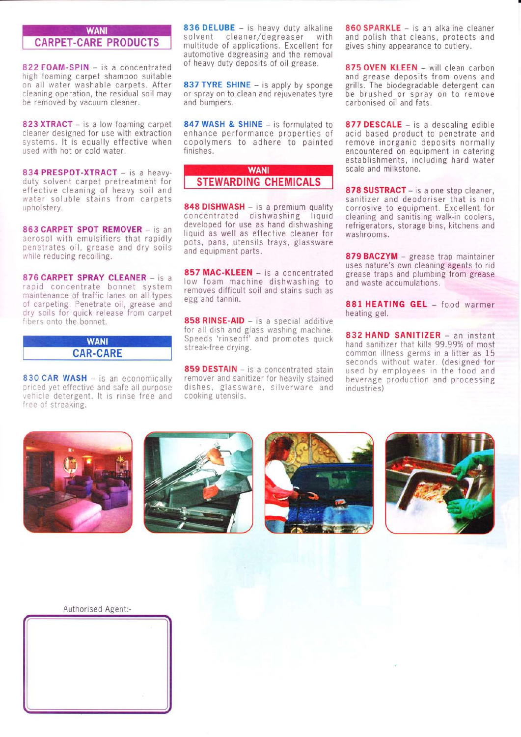## WANI
## CARPET-CARE PRODUCTS

**822 FOAM-SPIN** – is a concentrated high foaming carpet shampoo suitable on all water washable carpets. After cleaning operation, the residual soil may be removed by vacuum cleaner.

**823 XTRACT** – is a low foaming carpet cleaner designed for use with extraction systems. It is equally effective when used with hot or cold water.

**834 PRESPOT-XTRACT** – is a heavy-duty solvent carpet pretreatment for effective cleaning of heavy soil and water soluble stains from carpets upholstery.

**863 CARPET SPOT REMOVER** – is an aerosol with emulsifiers that rapidly penetrates oil, grease and dry soils while reducing recoiling.

**876 CARPET SPRAY CLEANER** – is a rapid concentrate bonnet system maintenance of traffic lanes on all types of carpeting. Penetrate oil, grease and dry soils for quick release from carpet fibers onto the bonnet.

## WANI
## CAR-CARE

**830 CAR WASH** – is an economically priced yet effective and safe all purpose vehicle detergent. It is rinse free and free of streaking.

**836 DELUBE** – is heavy duty alkaline solvent cleaner/degreaser with multitude of applications. Excellent for automotive degreasing and the removal of heavy duty deposits of oil grease.

**837 TYRE SHINE** – is apply by sponge or spray on to clean and rejuvenates tyre and bumpers.

**847 WASH & SHINE** – is formulated to enhance performance properties of copolymers to adhere to painted finishes.

## WANI
## STEWARDING CHEMICALS

**848 DISHWASH** – is a premium quality concentrated dishwashing liquid developed for use as hand dishwashing liquid as well as effective cleaner for pots, pans, utensils trays, glassware and equipment parts.

**857 MAC-KLEEN** – is a concentrated low foam machine dishwashing to removes difficult soil and stains such as egg and tannin.

**858 RINSE-AID** – is a special additive for all dish and glass washing machine. Speeds 'rinseoff' and promotes quick streak-free drying.

**859 DESTAIN** – is a concentrated stain remover and sanitizer for heavily stained dishes, glassware, silverware and cooking utensils.

**860 SPARKLE** – is an alkaline cleaner and polish that cleans, protects and gives shiny appearance to cutlery.

**875 OVEN KLEEN** – will clean carbon and grease deposits from ovens and grills. The biodegradable detergent can be brushed or spray on to remove carbonised oil and fats.

**877 DESCALE** – is a descaling edible acid based product to penetrate and remove inorganic deposits normally encountered on equipment in catering establishments, including hard water scale and milkstone.

**878 SUSTRACT** – is a one step cleaner, sanitizer and deodoriser that is non corrosive to equipment. Excellent for cleaning and sanitising walk-in coolers, refrigerators, storage bins, kitchens and washrooms.

**879 BACZYM** – grease trap maintainer uses nature's own cleaning agents to rid grease traps and plumbing from grease and waste accumulations.

**881 HEATING GEL** – food warmer heating gel.

**832 HAND SANITIZER** – an instant hand sanitizer that kills 99.99% of most common illness germs in a litter as 15 seconds without water. (designed for used by employees in the food and beverage production and processing industries)

Authorised Agent:-